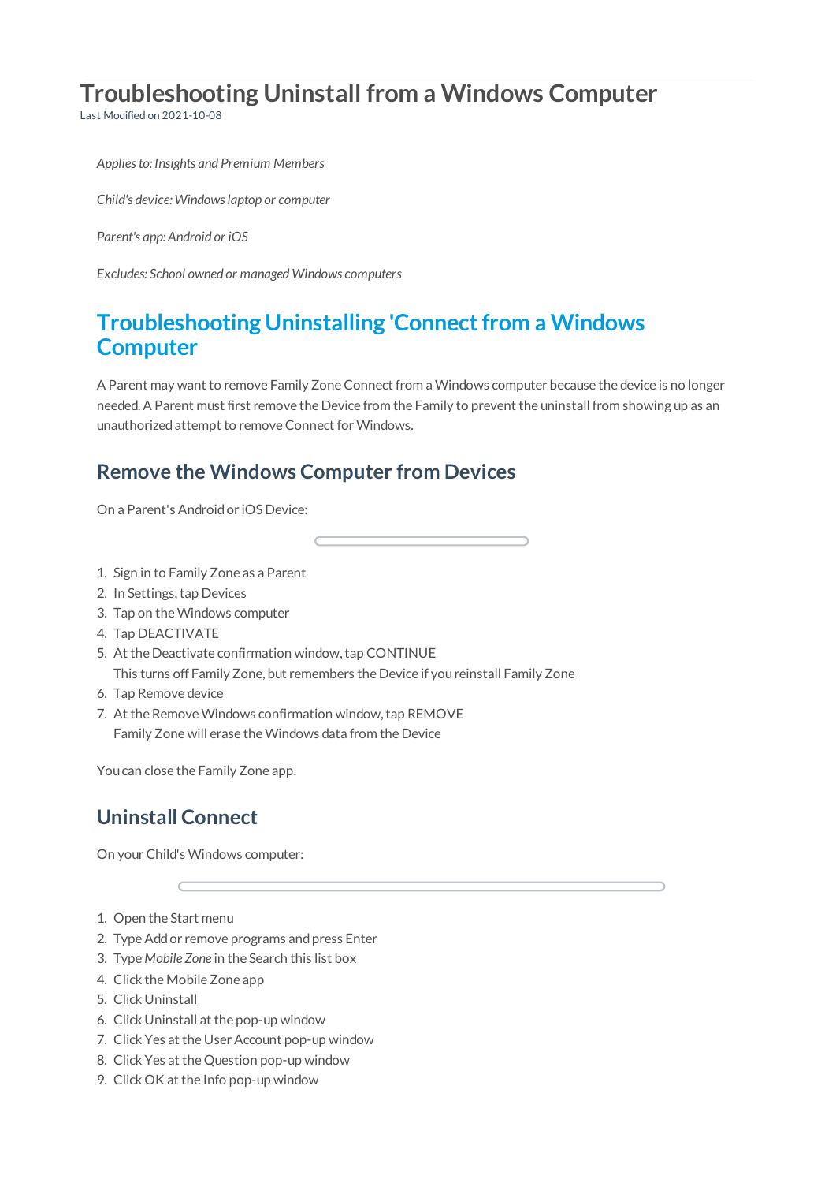# Troubleshooting Uninstall from a Windows Computer

Last Modified on 2021-10-08

*Applies to: Insights and Premium Members*

*Child's device: Windows laptop or computer*

*Parent's app: Android or iOS*

*Excludes: School owned or managed Windows computers*

## Troubleshooting Uninstalling 'Connect from a Windows Computer

A Parent may want to remove Family Zone Connect from a Windows computer because the device is no longer needed. A Parent must first remove the Device from the Family to prevent the uninstall from showing up as an unauthorized attempt to remove Connect for Windows.

### Remove the Windows Computer from Devices

On a Parent's Android or iOS Device:

1. Sign in to Family Zone as a Parent
2. In Settings, tap Devices
3. Tap on the Windows computer
4. Tap DEACTIVATE
5. At the Deactivate confirmation window, tap CONTINUE
   This turns off Family Zone, but remembers the Device if you reinstall Family Zone
6. Tap Remove device
7. At the Remove Windows confirmation window, tap REMOVE
   Family Zone will erase the Windows data from the Device

You can close the Family Zone app.

### Uninstall Connect

On your Child's Windows computer:

1. Open the Start menu
2. Type Add or remove programs and press Enter
3. Type *Mobile Zone* in the Search this list box
4. Click the Mobile Zone app
5. Click Uninstall
6. Click Uninstall at the pop-up window
7. Click Yes at the User Account pop-up window
8. Click Yes at the Question pop-up window
9. Click OK at the Info pop-up window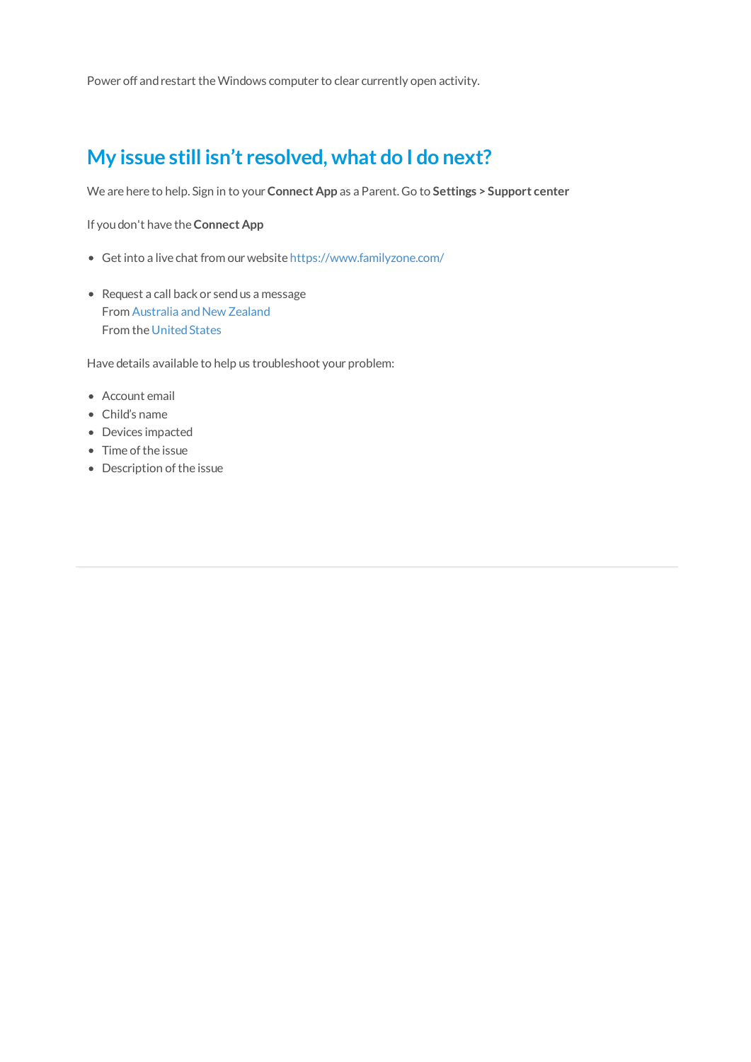Power off and restart the Windows computer to clear currently open activity.

## My issue still isn't resolved, what do I do next?

We are here to help. Sign in to your **Connect App** as a Parent. Go to **Settings > Support center**

If you don't have the **Connect App**

- Get into a live chat from our website https://www.familyzone.com/

- Request a call back or send us a message
  From Australia and New Zealand
  From the United States

Have details available to help us troubleshoot your problem:

- Account email
- Child's name
- Devices impacted
- Time of the issue
- Description of the issue